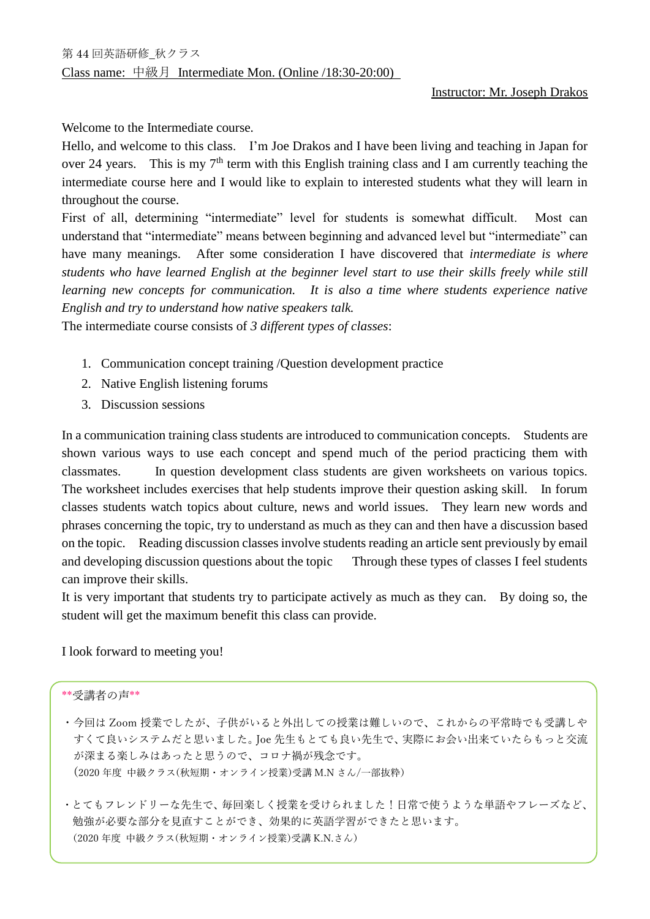第 44 回英語研修_秋クラス

Class name: 中級月 Intermediate Mon. (Online /18:30-20:00)

Instructor: Mr. Joseph Drakos

Welcome to the Intermediate course.

Hello, and welcome to this class. I'm Joe Drakos and I have been living and teaching in Japan for over 24 years. This is my 7th term with this English training class and I am currently teaching the intermediate course here and I would like to explain to interested students what they will learn in throughout the course.

First of all, determining "intermediate" level for students is somewhat difficult. Most can understand that "intermediate" means between beginning and advanced level but "intermediate" can have many meanings. After some consideration I have discovered that *intermediate is where students who have learned English at the beginner level start to use their skills freely while still learning new concepts for communication. It is also a time where students experience native English and try to understand how native speakers talk.*

The intermediate course consists of *3 different types of classes*:

1. Communication concept training /Question development practice
2. Native English listening forums
3. Discussion sessions

In a communication training class students are introduced to communication concepts. Students are shown various ways to use each concept and spend much of the period practicing them with classmates. In question development class students are given worksheets on various topics. The worksheet includes exercises that help students improve their question asking skill. In forum classes students watch topics about culture, news and world issues. They learn new words and phrases concerning the topic, try to understand as much as they can and then have a discussion based on the topic. Reading discussion classes involve students reading an article sent previously by email and developing discussion questions about the topic Through these types of classes I feel students can improve their skills.

It is very important that students try to participate actively as much as they can. By doing so, the student will get the maximum benefit this class can provide.

I look forward to meeting you!

**受講者の声**

・今回は Zoom 授業でしたが、子供がいると外出しての授業は難しいので、これからの平常時でも受講しやすくて良いシステムだと思いました。Joe 先生もとても良い先生で、実際にお会い出来ていたらもっと交流が深まる楽しみはあったと思うので、コロナ禍が残念です。
(2020 年度 中級クラス(秋短期・オンライン授業)受講 M.N さん/一部抜粋)

・とてもフレンドリーな先生で、毎回楽しく授業を受けられました！日常で使うような単語やフレーズなど、勉強が必要な部分を見直すことができ、効果的に英語学習ができたと思います。
(2020 年度 中級クラス(秋短期・オンライン授業)受講 K.N.さん)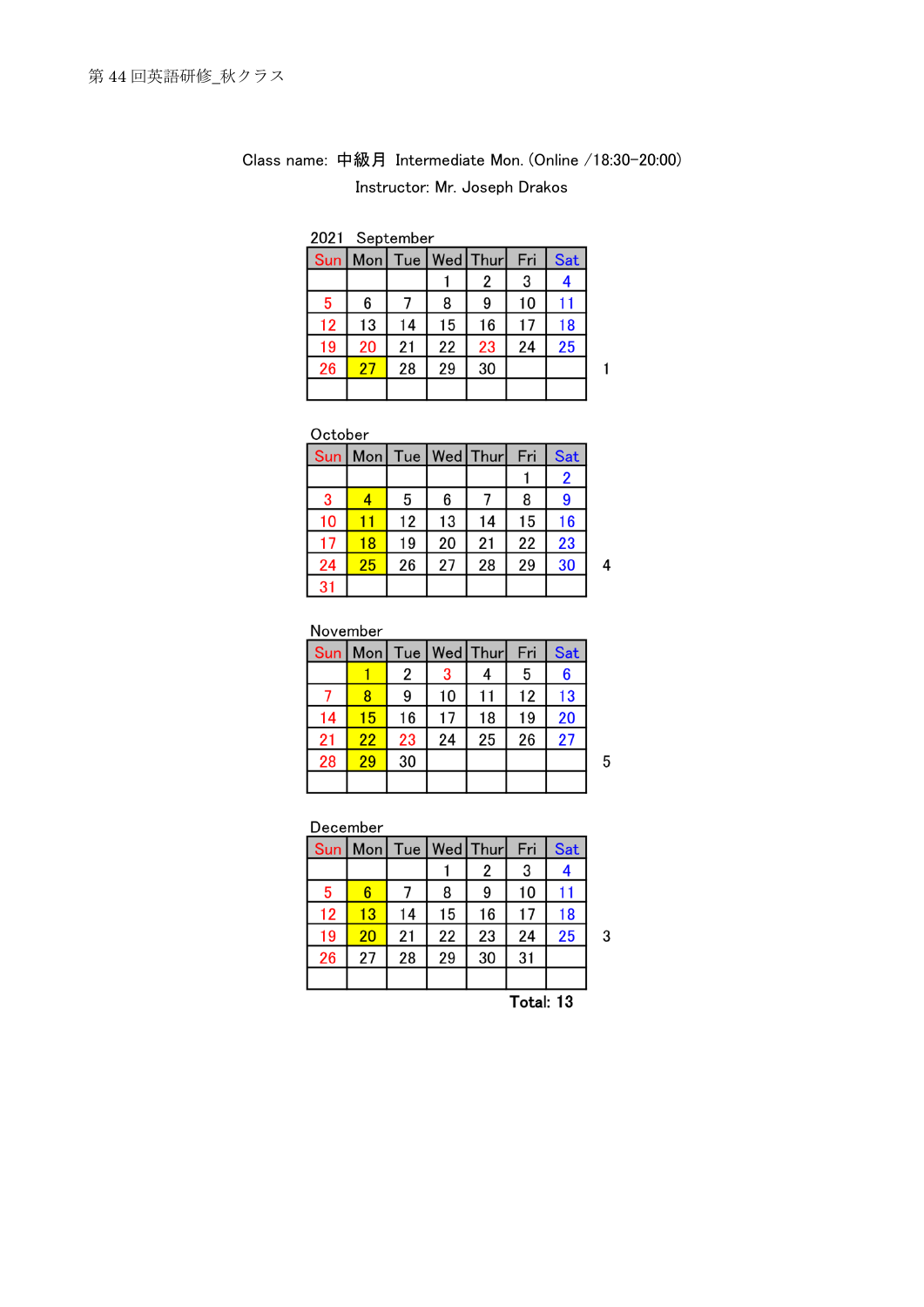第 44 回英語研修_秋クラス

Class name: 中級月 Intermediate Mon. (Online /18:30-20:00)

Instructor: Mr. Joseph Drakos

2021 September

| Sun | Mon | Tue | Wed | Thur | Fri | Sat |
|---|---|---|---|---|---|---|
| | | | 1 | 2 | 3 | 4 |
| 5 | 6 | 7 | 8 | 9 | 10 | 11 |
| 12 | 13 | 14 | 15 | 16 | 17 | 18 |
| 19 | 20 | 21 | 22 | 23 | 24 | 25 |
| 26 | 27 | 28 | 29 | 30 | | |
| | | | | | | |

1

October

| Sun | Mon | Tue | Wed | Thur | Fri | Sat |
|---|---|---|---|---|---|---|
| | | | | | 1 | 2 |
| 3 | 4 | 5 | 6 | 7 | 8 | 9 |
| 10 | 11 | 12 | 13 | 14 | 15 | 16 |
| 17 | 18 | 19 | 20 | 21 | 22 | 23 |
| 24 | 25 | 26 | 27 | 28 | 29 | 30 |
| 31 | | | | | | |

4

November

| Sun | Mon | Tue | Wed | Thur | Fri | Sat |
|---|---|---|---|---|---|---|
| | 1 | 2 | 3 | 4 | 5 | 6 |
| 7 | 8 | 9 | 10 | 11 | 12 | 13 |
| 14 | 15 | 16 | 17 | 18 | 19 | 20 |
| 21 | 22 | 23 | 24 | 25 | 26 | 27 |
| 28 | 29 | 30 | | | | |
| | | | | | | |

5

December

| Sun | Mon | Tue | Wed | Thur | Fri | Sat |
|---|---|---|---|---|---|---|
| | | | 1 | 2 | 3 | 4 |
| 5 | 6 | 7 | 8 | 9 | 10 | 11 |
| 12 | 13 | 14 | 15 | 16 | 17 | 18 |
| 19 | 20 | 21 | 22 | 23 | 24 | 25 |
| 26 | 27 | 28 | 29 | 30 | 31 | |
| | | | | | | |

3

**Total: 13**